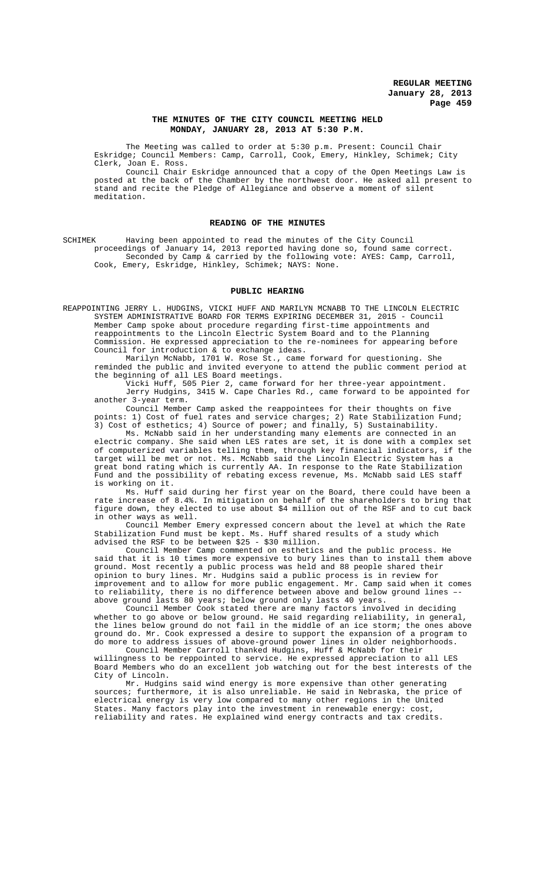## THE MINUTES OF THE CITY COUNCIL MEETING HELD MONDAY, JANUARY 28, 2013 AT 5:30 P.M.

The Meeting was called to order at 5:30 p.m. Present: Council Chair Eskridge; Council Members: Camp, Carroll, Cook, Emery, Hinkley, Schimek; City Clerk, Joan E. Ross.

Council Chair Eskridge announced that a copy of the Open Meetings Law is posted at the back of the Chamber by the northwest door. He asked all present to stand and recite the Pledge of Allegiance and observe a moment of silent meditation.

### READING OF THE MINUTES

SCHIMEK Having been appointed to read the minutes of the City Council proceedings of January 14, 2013 reported having done so, found same correct.

Seconded by Camp & carried by the following vote: AYES: Camp, Carroll, Cook, Emery, Eskridge, Hinkley, Schimek; NAYS: None.

### PUBLIC HEARING

REAPPOINTING JERRY L. HUDGINS, VICKI HUFF AND MARILYN MCNABB TO THE LINCOLN ELECTRIC SYSTEM ADMINISTRATIVE BOARD FOR TERMS EXPIRING DECEMBER 31, 2015 - Council Member Camp spoke about procedure regarding first-time appointments and reappointments to the Lincoln Electric System Board and to the Planning Commission. He expressed appreciation to the re-nominees for appearing before Council for introduction & to exchange ideas.

Marilyn McNabb, 1701 W. Rose St., came forward for questioning. She reminded the public and invited everyone to attend the public comment period at the beginning of all LES Board meetings.

Vicki Huff, 505 Pier 2, came forward for her three-year appointment.

Jerry Hudgins, 3415 W. Cape Charles Rd., came forward to be appointed for another 3-year term.

Council Member Camp asked the reappointees for their thoughts on five points: 1) Cost of fuel rates and service charges; 2) Rate Stabilization Fund; 3) Cost of esthetics; 4) Source of power; and finally, 5) Sustainability.

Ms. McNabb said in her understanding many elements are connected in an electric company. She said when LES rates are set, it is done with a complex set of computerized variables telling them, through key financial indicators, if the target will be met or not. Ms. McNabb said the Lincoln Electric System has a great bond rating which is currently AA. In response to the Rate Stabilization Fund and the possibility of rebating excess revenue, Ms. McNabb said LES staff is working on it.

Ms. Huff said during her first year on the Board, there could have been a rate increase of 8.4%. In mitigation on behalf of the shareholders to bring that figure down, they elected to use about $4 million out of the RSF and to cut back in other ways as well.

Council Member Emery expressed concern about the level at which the Rate Stabilization Fund must be kept. Ms. Huff shared results of a study which advised the RSF to be between $25 - $30 million.

Council Member Camp commented on esthetics and the public process. He said that it is 10 times more expensive to bury lines than to install them above ground. Most recently a public process was held and 88 people shared their opinion to bury lines. Mr. Hudgins said a public process is in review for improvement and to allow for more public engagement. Mr. Camp said when it comes to reliability, there is no difference between above and below ground lines –- above ground lasts 80 years; below ground only lasts 40 years.

Council Member Cook stated there are many factors involved in deciding whether to go above or below ground. He said regarding reliability, in general, the lines below ground do not fail in the middle of an ice storm; the ones above ground do. Mr. Cook expressed a desire to support the expansion of a program to do more to address issues of above-ground power lines in older neighborhoods.

Council Member Carroll thanked Hudgins, Huff & McNabb for their willingness to be reppointed to service. He expressed appreciation to all LES Board Members who do an excellent job watching out for the best interests of the City of Lincoln.

Mr. Hudgins said wind energy is more expensive than other generating sources; furthermore, it is also unreliable. He said in Nebraska, the price of electrical energy is very low compared to many other regions in the United States. Many factors play into the investment in renewable energy: cost, reliability and rates. He explained wind energy contracts and tax credits.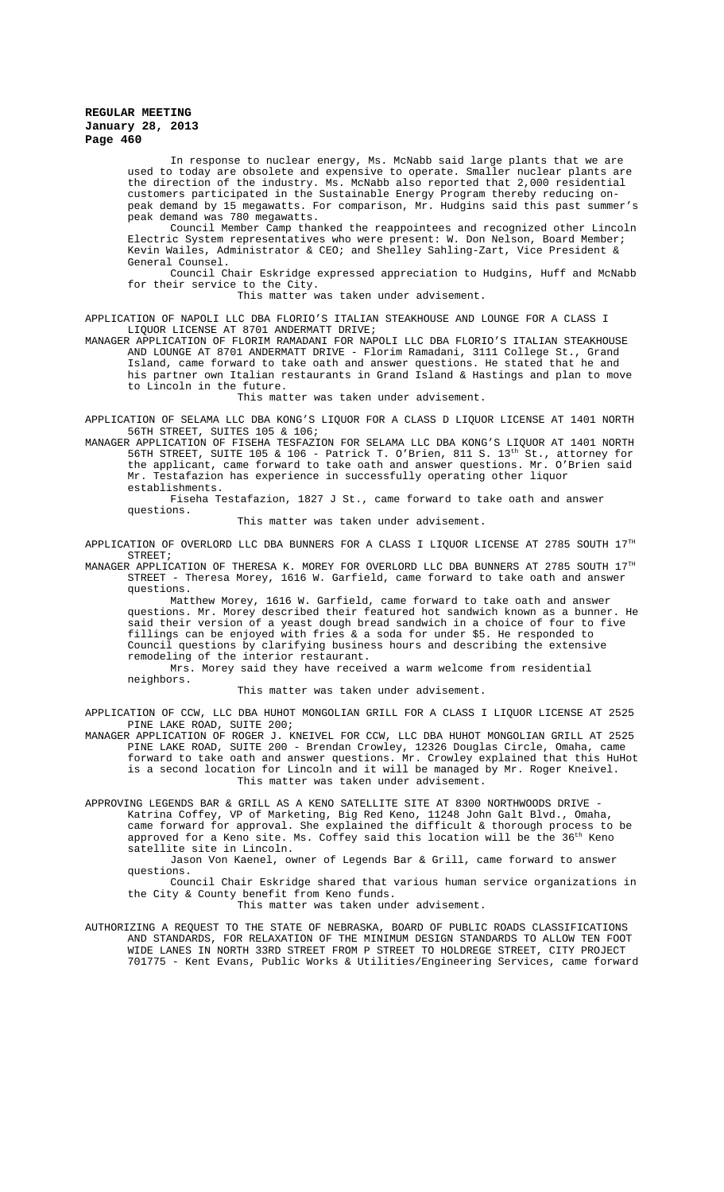In response to nuclear energy, Ms. McNabb said large plants that we are used to today are obsolete and expensive to operate. Smaller nuclear plants are the direction of the industry. Ms. McNabb also reported that 2,000 residential customers participated in the Sustainable Energy Program thereby reducing on-peak demand by 15 megawatts. For comparison, Mr. Hudgins said this past summer's peak demand was 780 megawatts.

Council Member Camp thanked the reappointees and recognized other Lincoln Electric System representatives who were present: W. Don Nelson, Board Member; Kevin Wailes, Administrator & CEO; and Shelley Sahling-Zart, Vice President & General Counsel.

Council Chair Eskridge expressed appreciation to Hudgins, Huff and McNabb for their service to the City.

This matter was taken under advisement.

APPLICATION OF NAPOLI LLC DBA FLORIO'S ITALIAN STEAKHOUSE AND LOUNGE FOR A CLASS I LIQUOR LICENSE AT 8701 ANDERMATT DRIVE;

MANAGER APPLICATION OF FLORIM RAMADANI FOR NAPOLI LLC DBA FLORIO'S ITALIAN STEAKHOUSE AND LOUNGE AT 8701 ANDERMATT DRIVE - Florim Ramadani, 3111 College St., Grand Island, came forward to take oath and answer questions. He stated that he and his partner own Italian restaurants in Grand Island & Hastings and plan to move to Lincoln in the future.

This matter was taken under advisement.

APPLICATION OF SELAMA LLC DBA KONG'S LIQUOR FOR A CLASS D LIQUOR LICENSE AT 1401 NORTH 56TH STREET, SUITES 105 & 106;

MANAGER APPLICATION OF FISEHA TESFAZION FOR SELAMA LLC DBA KONG'S LIQUOR AT 1401 NORTH 56TH STREET, SUITE 105 & 106 - Patrick T. O'Brien, 811 S. 13th St., attorney for the applicant, came forward to take oath and answer questions. Mr. O'Brien said Mr. Testafazion has experience in successfully operating other liquor establishments.

Fiseha Testafazion, 1827 J St., came forward to take oath and answer questions.

This matter was taken under advisement.

APPLICATION OF OVERLORD LLC DBA BUNNERS FOR A CLASS I LIQUOR LICENSE AT 2785 SOUTH 17TH STREET;

MANAGER APPLICATION OF THERESA K. MOREY FOR OVERLORD LLC DBA BUNNERS AT 2785 SOUTH 17TH STREET - Theresa Morey, 1616 W. Garfield, came forward to take oath and answer questions.

Matthew Morey, 1616 W. Garfield, came forward to take oath and answer questions. Mr. Morey described their featured hot sandwich known as a bunner. He said their version of a yeast dough bread sandwich in a choice of four to five fillings can be enjoyed with fries & a soda for under $5. He responded to Council questions by clarifying business hours and describing the extensive remodeling of the interior restaurant.

Mrs. Morey said they have received a warm welcome from residential neighbors.

This matter was taken under advisement.

APPLICATION OF CCW, LLC DBA HUHOT MONGOLIAN GRILL FOR A CLASS I LIQUOR LICENSE AT 2525 PINE LAKE ROAD, SUITE 200;

MANAGER APPLICATION OF ROGER J. KNEIVEL FOR CCW, LLC DBA HUHOT MONGOLIAN GRILL AT 2525 PINE LAKE ROAD, SUITE 200 - Brendan Crowley, 12326 Douglas Circle, Omaha, came forward to take oath and answer questions. Mr. Crowley explained that this HuHot is a second location for Lincoln and it will be managed by Mr. Roger Kneivel.

This matter was taken under advisement.

APPROVING LEGENDS BAR & GRILL AS A KENO SATELLITE SITE AT 8300 NORTHWOODS DRIVE - Katrina Coffey, VP of Marketing, Big Red Keno, 11248 John Galt Blvd., Omaha, came forward for approval. She explained the difficult & thorough process to be approved for a Keno site. Ms. Coffey said this location will be the 36th Keno satellite site in Lincoln.

Jason Von Kaenel, owner of Legends Bar & Grill, came forward to answer questions.

Council Chair Eskridge shared that various human service organizations in the City & County benefit from Keno funds.

This matter was taken under advisement.

AUTHORIZING A REQUEST TO THE STATE OF NEBRASKA, BOARD OF PUBLIC ROADS CLASSIFICATIONS AND STANDARDS, FOR RELAXATION OF THE MINIMUM DESIGN STANDARDS TO ALLOW TEN FOOT WIDE LANES IN NORTH 33RD STREET FROM P STREET TO HOLDREGE STREET, CITY PROJECT 701775 - Kent Evans, Public Works & Utilities/Engineering Services, came forward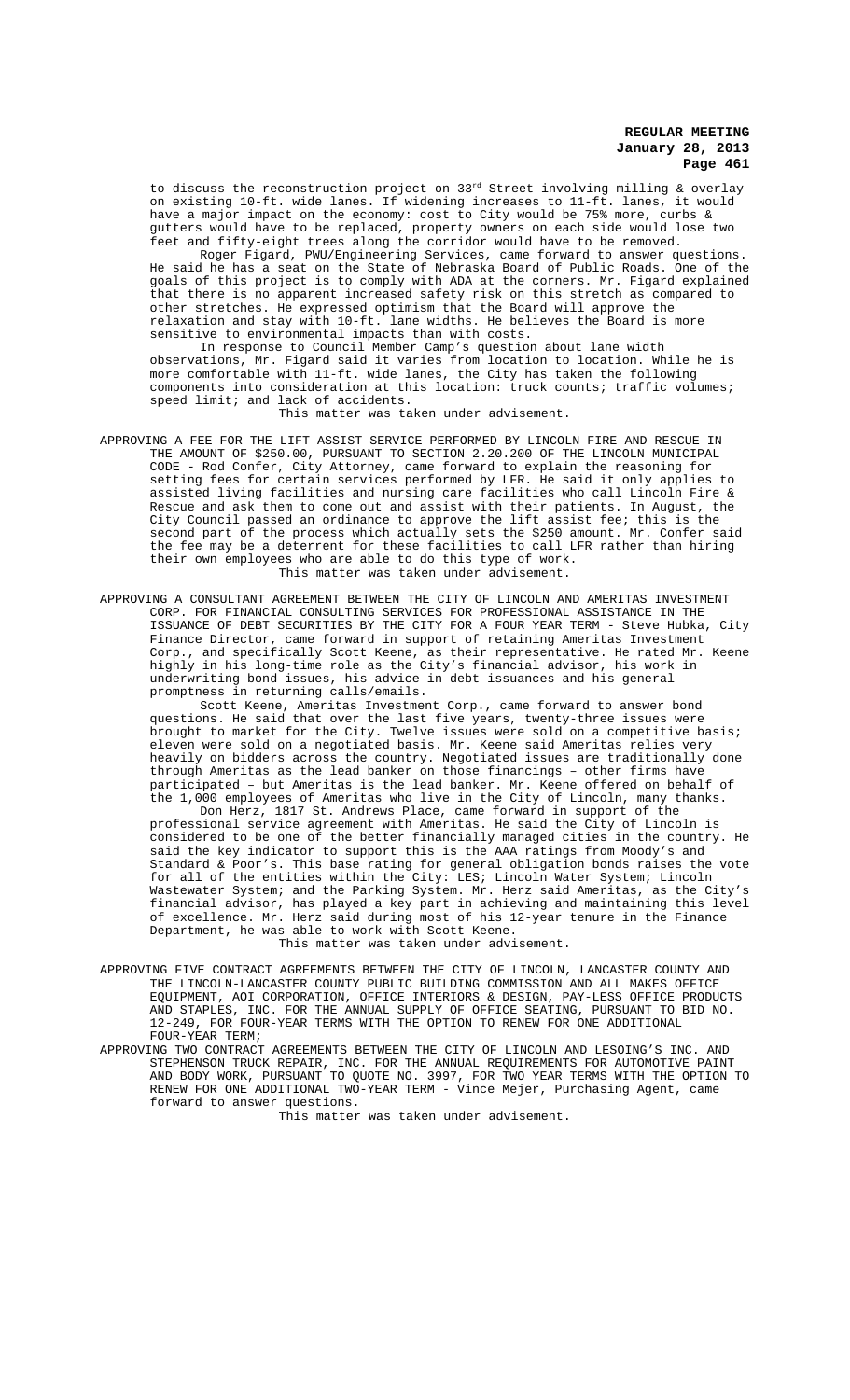to discuss the reconstruction project on 33rd Street involving milling & overlay on existing 10-ft. wide lanes. If widening increases to 11-ft. lanes, it would have a major impact on the economy: cost to City would be 75% more, curbs & gutters would have to be replaced, property owners on each side would lose two feet and fifty-eight trees along the corridor would have to be removed.

Roger Figard, PWU/Engineering Services, came forward to answer questions. He said he has a seat on the State of Nebraska Board of Public Roads. One of the goals of this project is to comply with ADA at the corners. Mr. Figard explained that there is no apparent increased safety risk on this stretch as compared to other stretches. He expressed optimism that the Board will approve the relaxation and stay with 10-ft. lane widths. He believes the Board is more sensitive to environmental impacts than with costs.

In response to Council Member Camp's question about lane width observations, Mr. Figard said it varies from location to location. While he is more comfortable with 11-ft. wide lanes, the City has taken the following components into consideration at this location: truck counts; traffic volumes; speed limit; and lack of accidents.

This matter was taken under advisement.

APPROVING A FEE FOR THE LIFT ASSIST SERVICE PERFORMED BY LINCOLN FIRE AND RESCUE IN THE AMOUNT OF $250.00, PURSUANT TO SECTION 2.20.200 OF THE LINCOLN MUNICIPAL CODE - Rod Confer, City Attorney, came forward to explain the reasoning for setting fees for certain services performed by LFR. He said it only applies to assisted living facilities and nursing care facilities who call Lincoln Fire & Rescue and ask them to come out and assist with their patients. In August, the City Council passed an ordinance to approve the lift assist fee; this is the second part of the process which actually sets the $250 amount. Mr. Confer said the fee may be a deterrent for these facilities to call LFR rather than hiring their own employees who are able to do this type of work.

This matter was taken under advisement.

APPROVING A CONSULTANT AGREEMENT BETWEEN THE CITY OF LINCOLN AND AMERITAS INVESTMENT CORP. FOR FINANCIAL CONSULTING SERVICES FOR PROFESSIONAL ASSISTANCE IN THE ISSUANCE OF DEBT SECURITIES BY THE CITY FOR A FOUR YEAR TERM - Steve Hubka, City Finance Director, came forward in support of retaining Ameritas Investment Corp., and specifically Scott Keene, as their representative. He rated Mr. Keene highly in his long-time role as the City's financial advisor, his work in underwriting bond issues, his advice in debt issuances and his general promptness in returning calls/emails.

Scott Keene, Ameritas Investment Corp., came forward to answer bond questions. He said that over the last five years, twenty-three issues were brought to market for the City. Twelve issues were sold on a competitive basis; eleven were sold on a negotiated basis. Mr. Keene said Ameritas relies very heavily on bidders across the country. Negotiated issues are traditionally done through Ameritas as the lead banker on those financings – other firms have participated – but Ameritas is the lead banker. Mr. Keene offered on behalf of the 1,000 employees of Ameritas who live in the City of Lincoln, many thanks.

Don Herz, 1817 St. Andrews Place, came forward in support of the professional service agreement with Ameritas. He said the City of Lincoln is considered to be one of the better financially managed cities in the country. He said the key indicator to support this is the AAA ratings from Moody's and Standard & Poor's. This base rating for general obligation bonds raises the vote for all of the entities within the City: LES; Lincoln Water System; Lincoln Wastewater System; and the Parking System. Mr. Herz said Ameritas, as the City's financial advisor, has played a key part in achieving and maintaining this level of excellence. Mr. Herz said during most of his 12-year tenure in the Finance Department, he was able to work with Scott Keene.

This matter was taken under advisement.

APPROVING FIVE CONTRACT AGREEMENTS BETWEEN THE CITY OF LINCOLN, LANCASTER COUNTY AND THE LINCOLN-LANCASTER COUNTY PUBLIC BUILDING COMMISSION AND ALL MAKES OFFICE EQUIPMENT, AOI CORPORATION, OFFICE INTERIORS & DESIGN, PAY-LESS OFFICE PRODUCTS AND STAPLES, INC. FOR THE ANNUAL SUPPLY OF OFFICE SEATING, PURSUANT TO BID NO. 12-249, FOR FOUR-YEAR TERMS WITH THE OPTION TO RENEW FOR ONE ADDITIONAL FOUR-YEAR TERM;

APPROVING TWO CONTRACT AGREEMENTS BETWEEN THE CITY OF LINCOLN AND LESOING'S INC. AND STEPHENSON TRUCK REPAIR, INC. FOR THE ANNUAL REQUIREMENTS FOR AUTOMOTIVE PAINT AND BODY WORK, PURSUANT TO QUOTE NO. 3997, FOR TWO YEAR TERMS WITH THE OPTION TO RENEW FOR ONE ADDITIONAL TWO-YEAR TERM - Vince Mejer, Purchasing Agent, came forward to answer questions.

This matter was taken under advisement.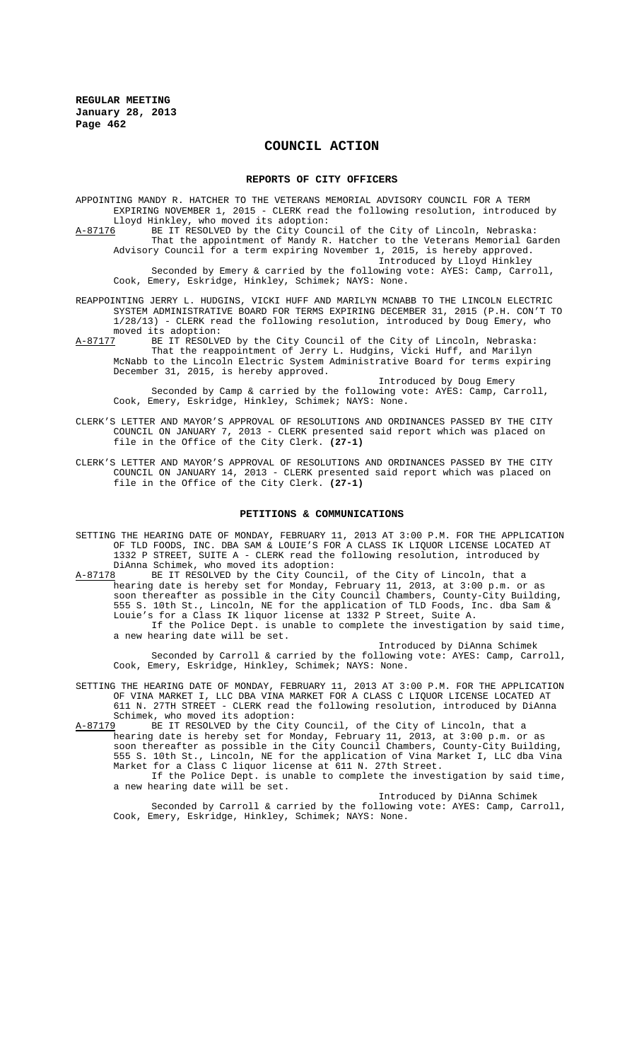# COUNCIL ACTION

## REPORTS OF CITY OFFICERS

APPOINTING MANDY R. HATCHER TO THE VETERANS MEMORIAL ADVISORY COUNCIL FOR A TERM EXPIRING NOVEMBER 1, 2015 - CLERK read the following resolution, introduced by Lloyd Hinkley, who moved its adoption:

A-87176 BE IT RESOLVED by the City Council of the City of Lincoln, Nebraska:
That the appointment of Mandy R. Hatcher to the Veterans Memorial Garden Advisory Council for a term expiring November 1, 2015, is hereby approved.

Introduced by Lloyd Hinkley

Seconded by Emery & carried by the following vote: AYES: Camp, Carroll, Cook, Emery, Eskridge, Hinkley, Schimek; NAYS: None.

REAPPOINTING JERRY L. HUDGINS, VICKI HUFF AND MARILYN MCNABB TO THE LINCOLN ELECTRIC SYSTEM ADMINISTRATIVE BOARD FOR TERMS EXPIRING DECEMBER 31, 2015 (P.H. CON'T TO 1/28/13) - CLERK read the following resolution, introduced by Doug Emery, who moved its adoption:

A-87177 BE IT RESOLVED by the City Council of the City of Lincoln, Nebraska:
That the reappointment of Jerry L. Hudgins, Vicki Huff, and Marilyn McNabb to the Lincoln Electric System Administrative Board for terms expiring December 31, 2015, is hereby approved.

Introduced by Doug Emery

Seconded by Camp & carried by the following vote: AYES: Camp, Carroll, Cook, Emery, Eskridge, Hinkley, Schimek; NAYS: None.

CLERK'S LETTER AND MAYOR'S APPROVAL OF RESOLUTIONS AND ORDINANCES PASSED BY THE CITY COUNCIL ON JANUARY 7, 2013 - CLERK presented said report which was placed on file in the Office of the City Clerk. **(27-1)**

CLERK'S LETTER AND MAYOR'S APPROVAL OF RESOLUTIONS AND ORDINANCES PASSED BY THE CITY COUNCIL ON JANUARY 14, 2013 - CLERK presented said report which was placed on file in the Office of the City Clerk. **(27-1)**

## PETITIONS & COMMUNICATIONS

SETTING THE HEARING DATE OF MONDAY, FEBRUARY 11, 2013 AT 3:00 P.M. FOR THE APPLICATION OF TLD FOODS, INC. DBA SAM & LOUIE'S FOR A CLASS IK LIQUOR LICENSE LOCATED AT 1332 P STREET, SUITE A - CLERK read the following resolution, introduced by DiAnna Schimek, who moved its adoption:

A-87178 BE IT RESOLVED by the City Council, of the City of Lincoln, that a hearing date is hereby set for Monday, February 11, 2013, at 3:00 p.m. or as soon thereafter as possible in the City Council Chambers, County-City Building, 555 S. 10th St., Lincoln, NE for the application of TLD Foods, Inc. dba Sam & Louie's for a Class IK liquor license at 1332 P Street, Suite A.
If the Police Dept. is unable to complete the investigation by said time, a new hearing date will be set.

Introduced by DiAnna Schimek

Seconded by Carroll & carried by the following vote: AYES: Camp, Carroll, Cook, Emery, Eskridge, Hinkley, Schimek; NAYS: None.

SETTING THE HEARING DATE OF MONDAY, FEBRUARY 11, 2013 AT 3:00 P.M. FOR THE APPLICATION OF VINA MARKET I, LLC DBA VINA MARKET FOR A CLASS C LIQUOR LICENSE LOCATED AT 611 N. 27TH STREET - CLERK read the following resolution, introduced by DiAnna Schimek, who moved its adoption:

A-87179 BE IT RESOLVED by the City Council, of the City of Lincoln, that a hearing date is hereby set for Monday, February 11, 2013, at 3:00 p.m. or as soon thereafter as possible in the City Council Chambers, County-City Building, 555 S. 10th St., Lincoln, NE for the application of Vina Market I, LLC dba Vina Market for a Class C liquor license at 611 N. 27th Street.
If the Police Dept. is unable to complete the investigation by said time, a new hearing date will be set.

Introduced by DiAnna Schimek

Seconded by Carroll & carried by the following vote: AYES: Camp, Carroll, Cook, Emery, Eskridge, Hinkley, Schimek; NAYS: None.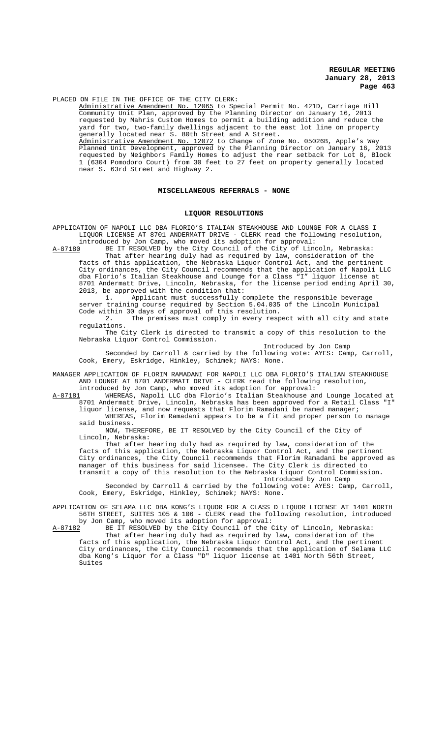PLACED ON FILE IN THE OFFICE OF THE CITY CLERK:

Administrative Amendment No. 12065 to Special Permit No. 421D, Carriage Hill Community Unit Plan, approved by the Planning Director on January 16, 2013 requested by Mahris Custom Homes to permit a building addition and reduce the yard for two, two-family dwellings adjacent to the east lot line on property generally located near S. 80th Street and A Street.

Administrative Amendment No. 12072 to Change of Zone No. 05026B, Apple's Way Planned Unit Development, approved by the Planning Director on January 16, 2013 requested by Neighbors Family Homes to adjust the rear setback for Lot 8, Block 1 (6304 Pomodoro Court) from 30 feet to 27 feet on property generally located near S. 63rd Street and Highway 2.

## MISCELLANEOUS REFERRALS - NONE

## LIQUOR RESOLUTIONS

APPLICATION OF NAPOLI LLC DBA FLORIO'S ITALIAN STEAKHOUSE AND LOUNGE FOR A CLASS I LIQUOR LICENSE AT 8701 ANDERMATT DRIVE - CLERK read the following resolution, introduced by Jon Camp, who moved its adoption for approval:

A-87180 BE IT RESOLVED by the City Council of the City of Lincoln, Nebraska:

That after hearing duly had as required by law, consideration of the facts of this application, the Nebraska Liquor Control Act, and the pertinent City ordinances, the City Council recommends that the application of Napoli LLC dba Florio's Italian Steakhouse and Lounge for a Class "I" liquor license at 8701 Andermatt Drive, Lincoln, Nebraska, for the license period ending April 30, 2013, be approved with the condition that:

1. Applicant must successfully complete the responsible beverage server training course required by Section 5.04.035 of the Lincoln Municipal Code within 30 days of approval of this resolution.
2. The premises must comply in every respect with all city and state regulations.

The City Clerk is directed to transmit a copy of this resolution to the Nebraska Liquor Control Commission.

Introduced by Jon Camp

Seconded by Carroll & carried by the following vote: AYES: Camp, Carroll, Cook, Emery, Eskridge, Hinkley, Schimek; NAYS: None.

MANAGER APPLICATION OF FLORIM RAMADANI FOR NAPOLI LLC DBA FLORIO'S ITALIAN STEAKHOUSE AND LOUNGE AT 8701 ANDERMATT DRIVE - CLERK read the following resolution, introduced by Jon Camp, who moved its adoption for approval:

A-87181 WHEREAS, Napoli LLC dba Florio's Italian Steakhouse and Lounge located at 8701 Andermatt Drive, Lincoln, Nebraska has been approved for a Retail Class "I" liquor license, and now requests that Florim Ramadani be named manager;

WHEREAS, Florim Ramadani appears to be a fit and proper person to manage said business.

NOW, THEREFORE, BE IT RESOLVED by the City Council of the City of Lincoln, Nebraska:

That after hearing duly had as required by law, consideration of the facts of this application, the Nebraska Liquor Control Act, and the pertinent City ordinances, the City Council recommends that Florim Ramadani be approved as manager of this business for said licensee. The City Clerk is directed to transmit a copy of this resolution to the Nebraska Liquor Control Commission.

Introduced by Jon Camp

Seconded by Carroll & carried by the following vote: AYES: Camp, Carroll, Cook, Emery, Eskridge, Hinkley, Schimek; NAYS: None.

APPLICATION OF SELAMA LLC DBA KONG'S LIQUOR FOR A CLASS D LIQUOR LICENSE AT 1401 NORTH 56TH STREET, SUITES 105 & 106 - CLERK read the following resolution, introduced by Jon Camp, who moved its adoption for approval:

A-87182 BE IT RESOLVED by the City Council of the City of Lincoln, Nebraska:

That after hearing duly had as required by law, consideration of the facts of this application, the Nebraska Liquor Control Act, and the pertinent City ordinances, the City Council recommends that the application of Selama LLC dba Kong's Liquor for a Class "D" liquor license at 1401 North 56th Street, Suites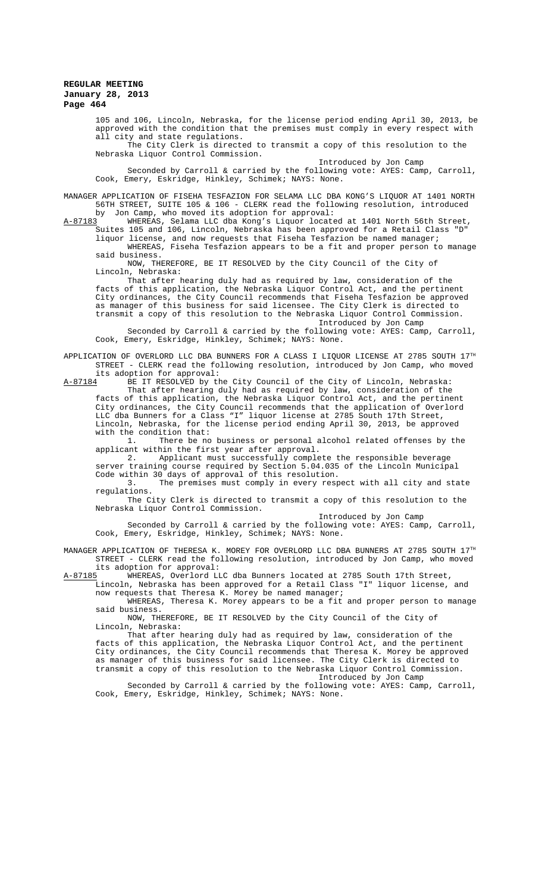105 and 106, Lincoln, Nebraska, for the license period ending April 30, 2013, be approved with the condition that the premises must comply in every respect with all city and state regulations.

The City Clerk is directed to transmit a copy of this resolution to the Nebraska Liquor Control Commission.

Introduced by Jon Camp

Seconded by Carroll & carried by the following vote: AYES: Camp, Carroll, Cook, Emery, Eskridge, Hinkley, Schimek; NAYS: None.

MANAGER APPLICATION OF FISEHA TESFAZION FOR SELAMA LLC DBA KONG'S LIQUOR AT 1401 NORTH 56TH STREET, SUITE 105 & 106 - CLERK read the following resolution, introduced by Jon Camp, who moved its adoption for approval:

A-87183 WHEREAS, Selama LLC dba Kong's Liquor located at 1401 North 56th Street, Suites 105 and 106, Lincoln, Nebraska has been approved for a Retail Class "D" liquor license, and now requests that Fiseha Tesfazion be named manager;

WHEREAS, Fiseha Tesfazion appears to be a fit and proper person to manage said business.

NOW, THEREFORE, BE IT RESOLVED by the City Council of the City of Lincoln, Nebraska:

That after hearing duly had as required by law, consideration of the facts of this application, the Nebraska Liquor Control Act, and the pertinent City ordinances, the City Council recommends that Fiseha Tesfazion be approved as manager of this business for said licensee. The City Clerk is directed to transmit a copy of this resolution to the Nebraska Liquor Control Commission.

Introduced by Jon Camp

Seconded by Carroll & carried by the following vote: AYES: Camp, Carroll, Cook, Emery, Eskridge, Hinkley, Schimek; NAYS: None.

APPLICATION OF OVERLORD LLC DBA BUNNERS FOR A CLASS I LIQUOR LICENSE AT 2785 SOUTH 17TH STREET - CLERK read the following resolution, introduced by Jon Camp, who moved its adoption for approval:

A-87184 BE IT RESOLVED by the City Council of the City of Lincoln, Nebraska:

That after hearing duly had as required by law, consideration of the facts of this application, the Nebraska Liquor Control Act, and the pertinent City ordinances, the City Council recommends that the application of Overlord LLC dba Bunners for a Class "I" liquor license at 2785 South 17th Street, Lincoln, Nebraska, for the license period ending April 30, 2013, be approved with the condition that:

1. There be no business or personal alcohol related offenses by the applicant within the first year after approval.
2. Applicant must successfully complete the responsible beverage server training course required by Section 5.04.035 of the Lincoln Municipal Code within 30 days of approval of this resolution.
3. The premises must comply in every respect with all city and state regulations.

The City Clerk is directed to transmit a copy of this resolution to the Nebraska Liquor Control Commission.

Introduced by Jon Camp

Seconded by Carroll & carried by the following vote: AYES: Camp, Carroll, Cook, Emery, Eskridge, Hinkley, Schimek; NAYS: None.

MANAGER APPLICATION OF THERESA K. MOREY FOR OVERLORD LLC DBA BUNNERS AT 2785 SOUTH 17TH STREET - CLERK read the following resolution, introduced by Jon Camp, who moved its adoption for approval:

A-87185 WHEREAS, Overlord LLC dba Bunners located at 2785 South 17th Street, Lincoln, Nebraska has been approved for a Retail Class "I" liquor license, and now requests that Theresa K. Morey be named manager;

WHEREAS, Theresa K. Morey appears to be a fit and proper person to manage said business.

NOW, THEREFORE, BE IT RESOLVED by the City Council of the City of Lincoln, Nebraska:

That after hearing duly had as required by law, consideration of the facts of this application, the Nebraska Liquor Control Act, and the pertinent City ordinances, the City Council recommends that Theresa K. Morey be approved as manager of this business for said licensee. The City Clerk is directed to transmit a copy of this resolution to the Nebraska Liquor Control Commission.

Introduced by Jon Camp

Seconded by Carroll & carried by the following vote: AYES: Camp, Carroll, Cook, Emery, Eskridge, Hinkley, Schimek; NAYS: None.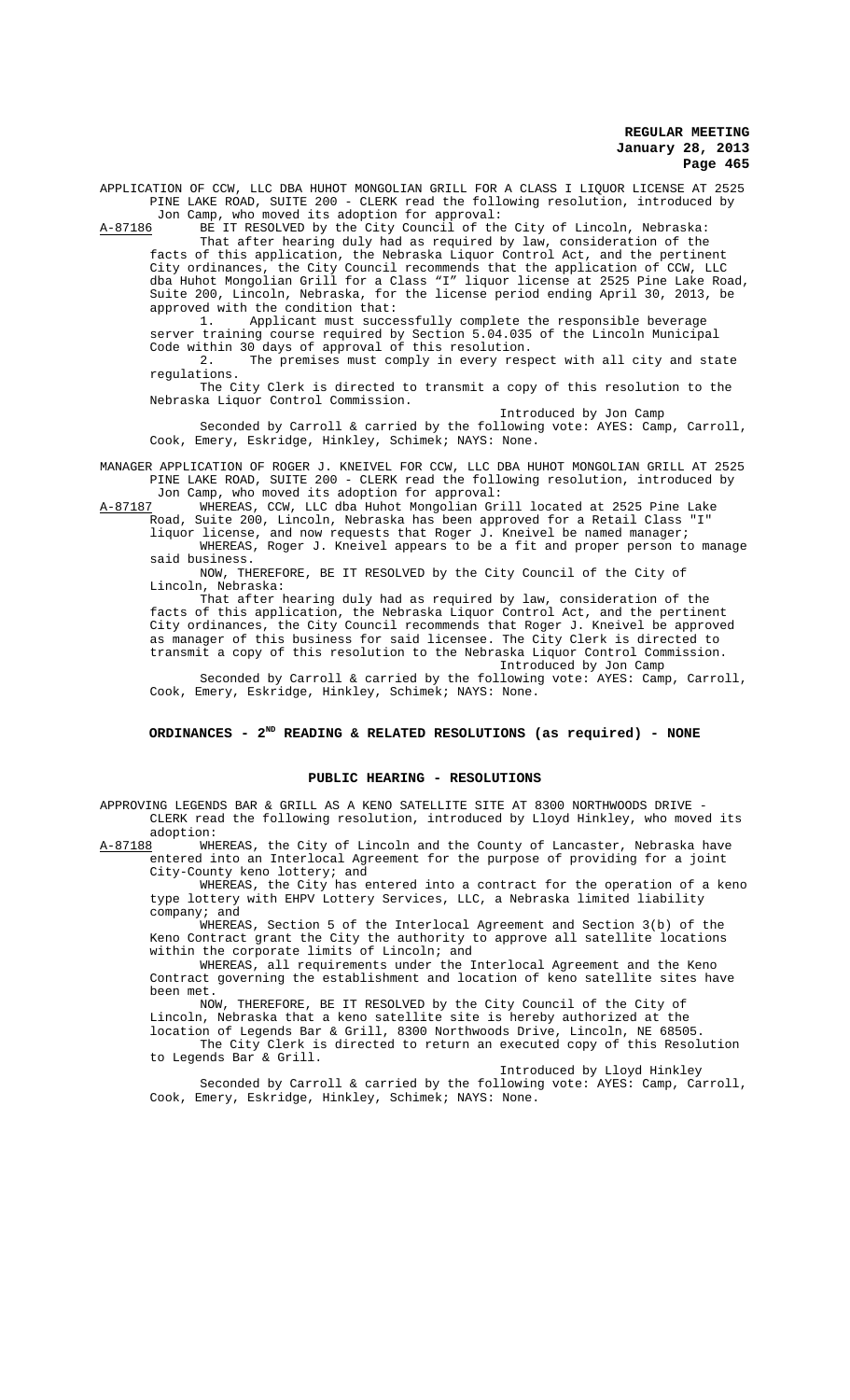APPLICATION OF CCW, LLC DBA HUHOT MONGOLIAN GRILL FOR A CLASS I LIQUOR LICENSE AT 2525 PINE LAKE ROAD, SUITE 200 - CLERK read the following resolution, introduced by Jon Camp, who moved its adoption for approval:

A-87186 BE IT RESOLVED by the City Council of the City of Lincoln, Nebraska:

That after hearing duly had as required by law, consideration of the facts of this application, the Nebraska Liquor Control Act, and the pertinent City ordinances, the City Council recommends that the application of CCW, LLC dba Huhot Mongolian Grill for a Class "I" liquor license at 2525 Pine Lake Road, Suite 200, Lincoln, Nebraska, for the license period ending April 30, 2013, be approved with the condition that:

1. Applicant must successfully complete the responsible beverage server training course required by Section 5.04.035 of the Lincoln Municipal Code within 30 days of approval of this resolution.
2. The premises must comply in every respect with all city and state regulations.

The City Clerk is directed to transmit a copy of this resolution to the Nebraska Liquor Control Commission.

Introduced by Jon Camp

Seconded by Carroll & carried by the following vote: AYES: Camp, Carroll, Cook, Emery, Eskridge, Hinkley, Schimek; NAYS: None.

MANAGER APPLICATION OF ROGER J. KNEIVEL FOR CCW, LLC DBA HUHOT MONGOLIAN GRILL AT 2525 PINE LAKE ROAD, SUITE 200 - CLERK read the following resolution, introduced by Jon Camp, who moved its adoption for approval:

A-87187 WHEREAS, CCW, LLC dba Huhot Mongolian Grill located at 2525 Pine Lake Road, Suite 200, Lincoln, Nebraska has been approved for a Retail Class "I" liquor license, and now requests that Roger J. Kneivel be named manager;

WHEREAS, Roger J. Kneivel appears to be a fit and proper person to manage said business.

NOW, THEREFORE, BE IT RESOLVED by the City Council of the City of Lincoln, Nebraska:

That after hearing duly had as required by law, consideration of the facts of this application, the Nebraska Liquor Control Act, and the pertinent City ordinances, the City Council recommends that Roger J. Kneivel be approved as manager of this business for said licensee. The City Clerk is directed to transmit a copy of this resolution to the Nebraska Liquor Control Commission.

Introduced by Jon Camp

Seconded by Carroll & carried by the following vote: AYES: Camp, Carroll, Cook, Emery, Eskridge, Hinkley, Schimek; NAYS: None.

## ORDINANCES - 2ND READING & RELATED RESOLUTIONS (as required) - NONE

## PUBLIC HEARING - RESOLUTIONS

APPROVING LEGENDS BAR & GRILL AS A KENO SATELLITE SITE AT 8300 NORTHWOODS DRIVE - CLERK read the following resolution, introduced by Lloyd Hinkley, who moved its adoption:

A-87188 WHEREAS, the City of Lincoln and the County of Lancaster, Nebraska have entered into an Interlocal Agreement for the purpose of providing for a joint City-County keno lottery; and

WHEREAS, the City has entered into a contract for the operation of a keno type lottery with EHPV Lottery Services, LLC, a Nebraska limited liability company; and

WHEREAS, Section 5 of the Interlocal Agreement and Section 3(b) of the Keno Contract grant the City the authority to approve all satellite locations within the corporate limits of Lincoln; and

WHEREAS, all requirements under the Interlocal Agreement and the Keno Contract governing the establishment and location of keno satellite sites have been met.

NOW, THEREFORE, BE IT RESOLVED by the City Council of the City of Lincoln, Nebraska that a keno satellite site is hereby authorized at the location of Legends Bar & Grill, 8300 Northwoods Drive, Lincoln, NE 68505.

The City Clerk is directed to return an executed copy of this Resolution to Legends Bar & Grill.

Introduced by Lloyd Hinkley

Seconded by Carroll & carried by the following vote: AYES: Camp, Carroll, Cook, Emery, Eskridge, Hinkley, Schimek; NAYS: None.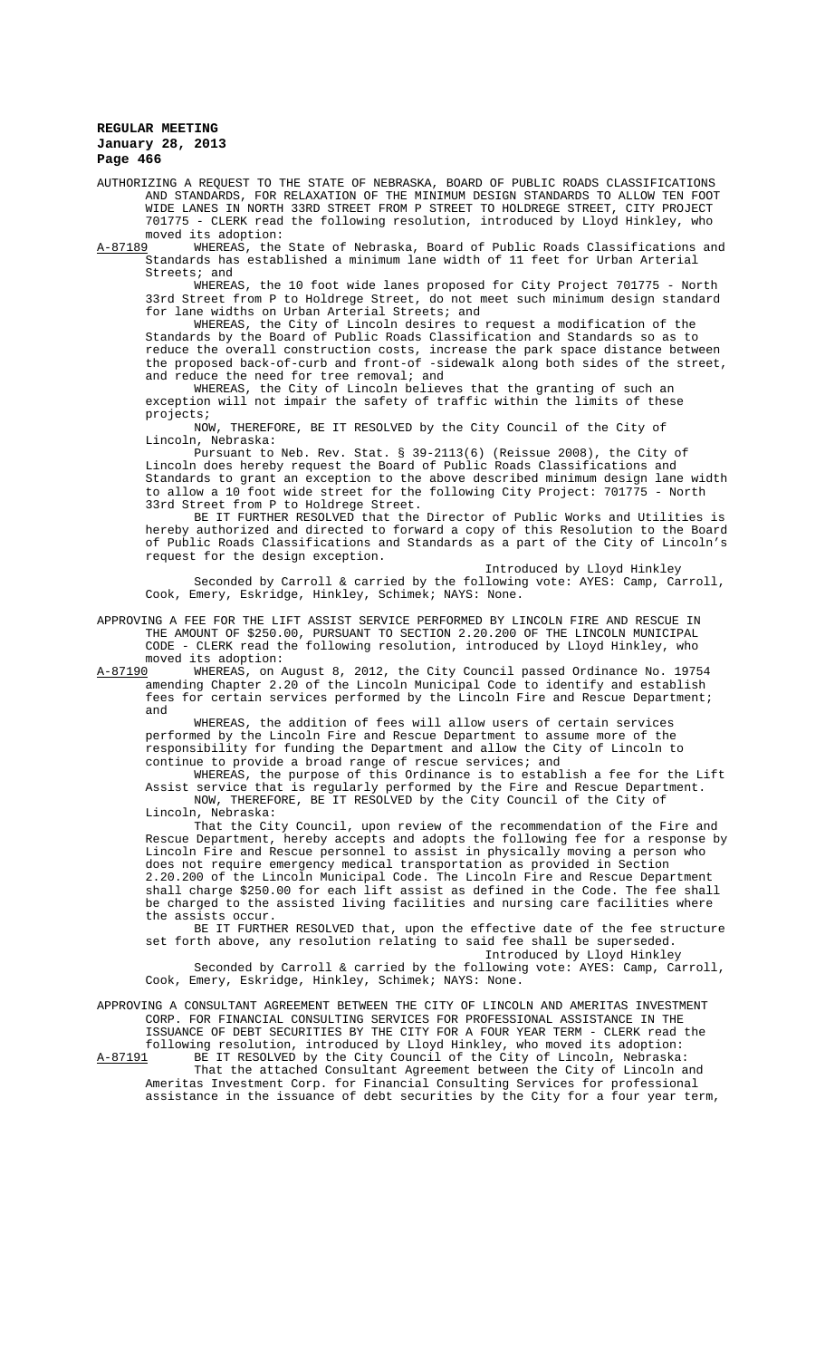AUTHORIZING A REQUEST TO THE STATE OF NEBRASKA, BOARD OF PUBLIC ROADS CLASSIFICATIONS AND STANDARDS, FOR RELAXATION OF THE MINIMUM DESIGN STANDARDS TO ALLOW TEN FOOT WIDE LANES IN NORTH 33RD STREET FROM P STREET TO HOLDREGE STREET, CITY PROJECT 701775 - CLERK read the following resolution, introduced by Lloyd Hinkley, who moved its adoption:

A-87189 WHEREAS, the State of Nebraska, Board of Public Roads Classifications and Standards has established a minimum lane width of 11 feet for Urban Arterial Streets; and

WHEREAS, the 10 foot wide lanes proposed for City Project 701775 - North 33rd Street from P to Holdrege Street, do not meet such minimum design standard for lane widths on Urban Arterial Streets; and

WHEREAS, the City of Lincoln desires to request a modification of the Standards by the Board of Public Roads Classification and Standards so as to reduce the overall construction costs, increase the park space distance between the proposed back-of-curb and front-of -sidewalk along both sides of the street, and reduce the need for tree removal; and

WHEREAS, the City of Lincoln believes that the granting of such an exception will not impair the safety of traffic within the limits of these projects;

NOW, THEREFORE, BE IT RESOLVED by the City Council of the City of Lincoln, Nebraska:

Pursuant to Neb. Rev. Stat. § 39-2113(6) (Reissue 2008), the City of Lincoln does hereby request the Board of Public Roads Classifications and Standards to grant an exception to the above described minimum design lane width to allow a 10 foot wide street for the following City Project: 701775 - North 33rd Street from P to Holdrege Street.

BE IT FURTHER RESOLVED that the Director of Public Works and Utilities is hereby authorized and directed to forward a copy of this Resolution to the Board of Public Roads Classifications and Standards as a part of the City of Lincoln's request for the design exception.

Introduced by Lloyd Hinkley

Seconded by Carroll & carried by the following vote: AYES: Camp, Carroll, Cook, Emery, Eskridge, Hinkley, Schimek; NAYS: None.

APPROVING A FEE FOR THE LIFT ASSIST SERVICE PERFORMED BY LINCOLN FIRE AND RESCUE IN THE AMOUNT OF $250.00, PURSUANT TO SECTION 2.20.200 OF THE LINCOLN MUNICIPAL CODE - CLERK read the following resolution, introduced by Lloyd Hinkley, who moved its adoption:

A-87190 WHEREAS, on August 8, 2012, the City Council passed Ordinance No. 19754 amending Chapter 2.20 of the Lincoln Municipal Code to identify and establish fees for certain services performed by the Lincoln Fire and Rescue Department; and

WHEREAS, the addition of fees will allow users of certain services performed by the Lincoln Fire and Rescue Department to assume more of the responsibility for funding the Department and allow the City of Lincoln to continue to provide a broad range of rescue services; and

WHEREAS, the purpose of this Ordinance is to establish a fee for the Lift Assist service that is regularly performed by the Fire and Rescue Department.

NOW, THEREFORE, BE IT RESOLVED by the City Council of the City of Lincoln, Nebraska:

That the City Council, upon review of the recommendation of the Fire and Rescue Department, hereby accepts and adopts the following fee for a response by Lincoln Fire and Rescue personnel to assist in physically moving a person who does not require emergency medical transportation as provided in Section 2.20.200 of the Lincoln Municipal Code. The Lincoln Fire and Rescue Department shall charge $250.00 for each lift assist as defined in the Code. The fee shall be charged to the assisted living facilities and nursing care facilities where the assists occur.

BE IT FURTHER RESOLVED that, upon the effective date of the fee structure set forth above, any resolution relating to said fee shall be superseded.

Introduced by Lloyd Hinkley

Seconded by Carroll & carried by the following vote: AYES: Camp, Carroll, Cook, Emery, Eskridge, Hinkley, Schimek; NAYS: None.

APPROVING A CONSULTANT AGREEMENT BETWEEN THE CITY OF LINCOLN AND AMERITAS INVESTMENT CORP. FOR FINANCIAL CONSULTING SERVICES FOR PROFESSIONAL ASSISTANCE IN THE ISSUANCE OF DEBT SECURITIES BY THE CITY FOR A FOUR YEAR TERM - CLERK read the following resolution, introduced by Lloyd Hinkley, who moved its adoption:

A-87191 BE IT RESOLVED by the City Council of the City of Lincoln, Nebraska:

That the attached Consultant Agreement between the City of Lincoln and Ameritas Investment Corp. for Financial Consulting Services for professional assistance in the issuance of debt securities by the City for a four year term,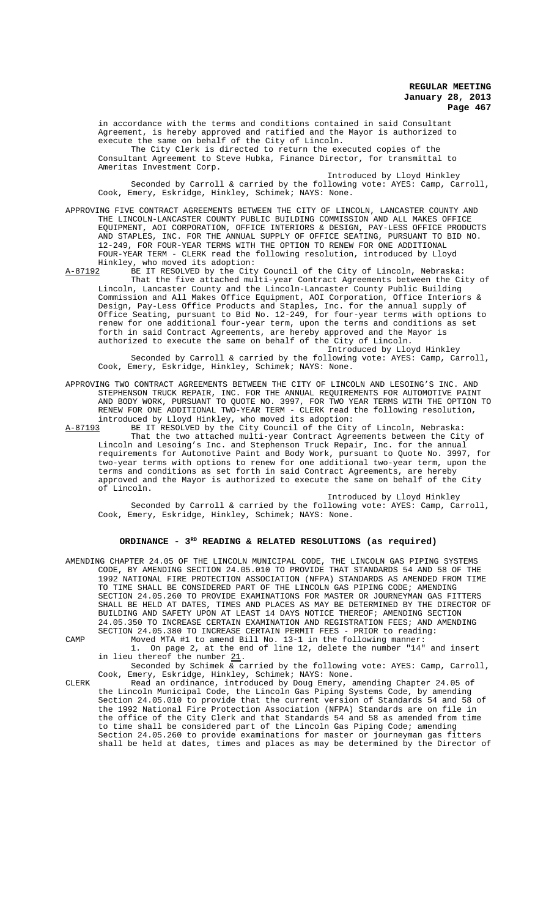in accordance with the terms and conditions contained in said Consultant Agreement, is hereby approved and ratified and the Mayor is authorized to execute the same on behalf of the City of Lincoln.

The City Clerk is directed to return the executed copies of the Consultant Agreement to Steve Hubka, Finance Director, for transmittal to Ameritas Investment Corp.

Introduced by Lloyd Hinkley

Seconded by Carroll & carried by the following vote: AYES: Camp, Carroll, Cook, Emery, Eskridge, Hinkley, Schimek; NAYS: None.

APPROVING FIVE CONTRACT AGREEMENTS BETWEEN THE CITY OF LINCOLN, LANCASTER COUNTY AND THE LINCOLN-LANCASTER COUNTY PUBLIC BUILDING COMMISSION AND ALL MAKES OFFICE EQUIPMENT, AOI CORPORATION, OFFICE INTERIORS & DESIGN, PAY-LESS OFFICE PRODUCTS AND STAPLES, INC. FOR THE ANNUAL SUPPLY OF OFFICE SEATING, PURSUANT TO BID NO. 12-249, FOR FOUR-YEAR TERMS WITH THE OPTION TO RENEW FOR ONE ADDITIONAL FOUR-YEAR TERM - CLERK read the following resolution, introduced by Lloyd Hinkley, who moved its adoption:

A-87192 BE IT RESOLVED by the City Council of the City of Lincoln, Nebraska:

That the five attached multi-year Contract Agreements between the City of Lincoln, Lancaster County and the Lincoln-Lancaster County Public Building Commission and All Makes Office Equipment, AOI Corporation, Office Interiors & Design, Pay-Less Office Products and Staples, Inc. for the annual supply of Office Seating, pursuant to Bid No. 12-249, for four-year terms with options to renew for one additional four-year term, upon the terms and conditions as set forth in said Contract Agreements, are hereby approved and the Mayor is authorized to execute the same on behalf of the City of Lincoln.

Introduced by Lloyd Hinkley

Seconded by Carroll & carried by the following vote: AYES: Camp, Carroll, Cook, Emery, Eskridge, Hinkley, Schimek; NAYS: None.

APPROVING TWO CONTRACT AGREEMENTS BETWEEN THE CITY OF LINCOLN AND LESOING'S INC. AND STEPHENSON TRUCK REPAIR, INC. FOR THE ANNUAL REQUIREMENTS FOR AUTOMOTIVE PAINT AND BODY WORK, PURSUANT TO QUOTE NO. 3997, FOR TWO YEAR TERMS WITH THE OPTION TO RENEW FOR ONE ADDITIONAL TWO-YEAR TERM - CLERK read the following resolution, introduced by Lloyd Hinkley, who moved its adoption:

A-87193 BE IT RESOLVED by the City Council of the City of Lincoln, Nebraska:

That the two attached multi-year Contract Agreements between the City of Lincoln and Lesoing's Inc. and Stephenson Truck Repair, Inc. for the annual requirements for Automotive Paint and Body Work, pursuant to Quote No. 3997, for two-year terms with options to renew for one additional two-year term, upon the terms and conditions as set forth in said Contract Agreements, are hereby approved and the Mayor is authorized to execute the same on behalf of the City of Lincoln.

Introduced by Lloyd Hinkley

Seconded by Carroll & carried by the following vote: AYES: Camp, Carroll, Cook, Emery, Eskridge, Hinkley, Schimek; NAYS: None.

## ORDINANCE - 3RD READING & RELATED RESOLUTIONS (as required)

AMENDING CHAPTER 24.05 OF THE LINCOLN MUNICIPAL CODE, THE LINCOLN GAS PIPING SYSTEMS CODE, BY AMENDING SECTION 24.05.010 TO PROVIDE THAT STANDARDS 54 AND 58 OF THE 1992 NATIONAL FIRE PROTECTION ASSOCIATION (NFPA) STANDARDS AS AMENDED FROM TIME TO TIME SHALL BE CONSIDERED PART OF THE LINCOLN GAS PIPING CODE; AMENDING SECTION 24.05.260 TO PROVIDE EXAMINATIONS FOR MASTER OR JOURNEYMAN GAS FITTERS SHALL BE HELD AT DATES, TIMES AND PLACES AS MAY BE DETERMINED BY THE DIRECTOR OF BUILDING AND SAFETY UPON AT LEAST 14 DAYS NOTICE THEREOF; AMENDING SECTION 24.05.350 TO INCREASE CERTAIN EXAMINATION AND REGISTRATION FEES; AND AMENDING SECTION 24.05.380 TO INCREASE CERTAIN PERMIT FEES - PRIOR to reading:

CAMP Moved MTA #1 to amend Bill No. 13-1 in the following manner:

1. On page 2, at the end of line 12, delete the number "14" and insert in lieu thereof the number 21.

Seconded by Schimek & carried by the following vote: AYES: Camp, Carroll, Cook, Emery, Eskridge, Hinkley, Schimek; NAYS: None.

CLERK Read an ordinance, introduced by Doug Emery, amending Chapter 24.05 of the Lincoln Municipal Code, the Lincoln Gas Piping Systems Code, by amending Section 24.05.010 to provide that the current version of Standards 54 and 58 of the 1992 National Fire Protection Association (NFPA) Standards are on file in the office of the City Clerk and that Standards 54 and 58 as amended from time to time shall be considered part of the Lincoln Gas Piping Code; amending Section 24.05.260 to provide examinations for master or journeyman gas fitters shall be held at dates, times and places as may be determined by the Director of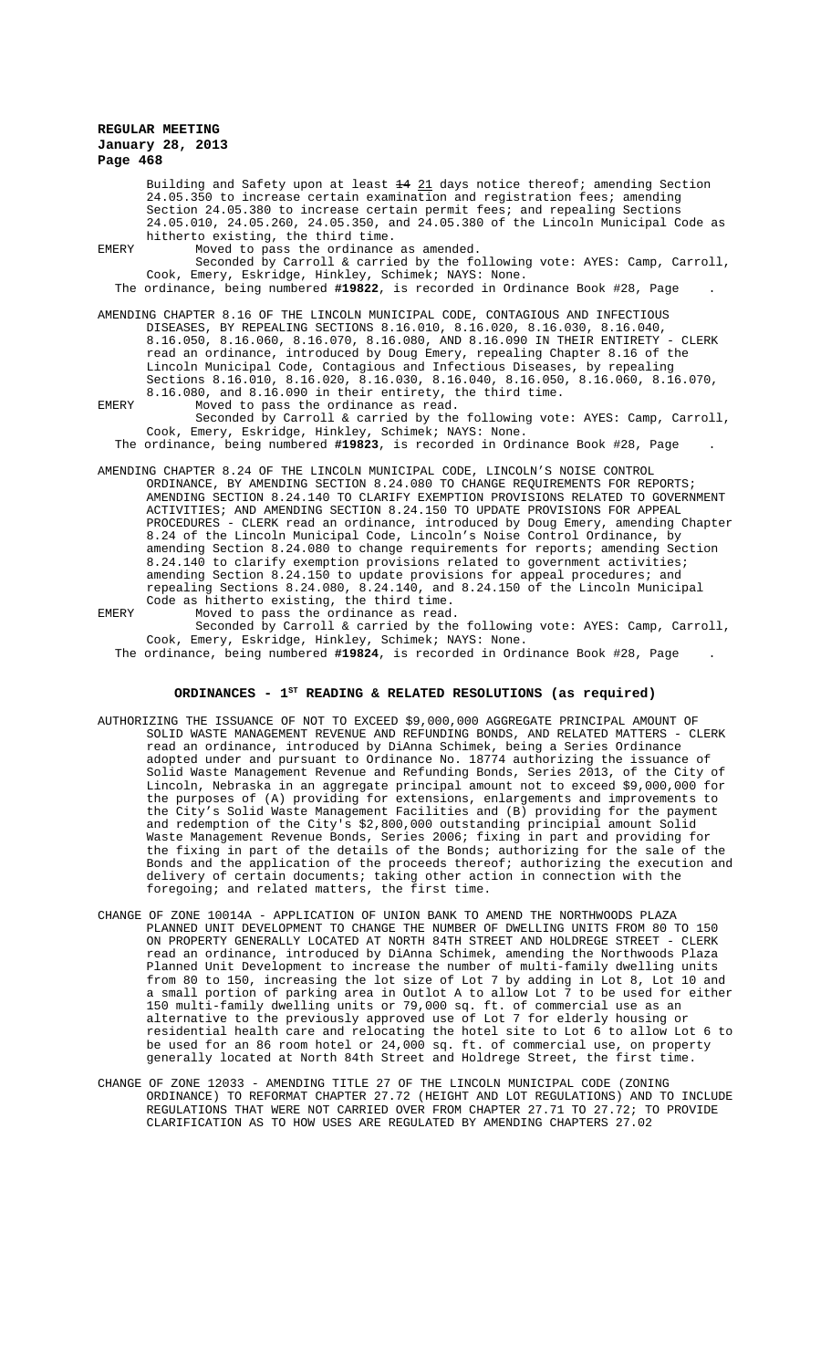Building and Safety upon at least ~~14~~ 21 days notice thereof; amending Section 24.05.350 to increase certain examination and registration fees; amending Section 24.05.380 to increase certain permit fees; and repealing Sections 24.05.010, 24.05.260, 24.05.350, and 24.05.380 of the Lincoln Municipal Code as hitherto existing, the third time.

EMERY Moved to pass the ordinance as amended.

Seconded by Carroll & carried by the following vote: AYES: Camp, Carroll, Cook, Emery, Eskridge, Hinkley, Schimek; NAYS: None.

The ordinance, being numbered **#19822**, is recorded in Ordinance Book #28, Page .

AMENDING CHAPTER 8.16 OF THE LINCOLN MUNICIPAL CODE, CONTAGIOUS AND INFECTIOUS DISEASES, BY REPEALING SECTIONS 8.16.010, 8.16.020, 8.16.030, 8.16.040, 8.16.050, 8.16.060, 8.16.070, 8.16.080, AND 8.16.090 IN THEIR ENTIRETY - CLERK read an ordinance, introduced by Doug Emery, repealing Chapter 8.16 of the Lincoln Municipal Code, Contagious and Infectious Diseases, by repealing Sections 8.16.010, 8.16.020, 8.16.030, 8.16.040, 8.16.050, 8.16.060, 8.16.070, 8.16.080, and 8.16.090 in their entirety, the third time.

EMERY Moved to pass the ordinance as read.

Seconded by Carroll & carried by the following vote: AYES: Camp, Carroll, Cook, Emery, Eskridge, Hinkley, Schimek; NAYS: None.

The ordinance, being numbered **#19823**, is recorded in Ordinance Book #28, Page .

AMENDING CHAPTER 8.24 OF THE LINCOLN MUNICIPAL CODE, LINCOLN'S NOISE CONTROL ORDINANCE, BY AMENDING SECTION 8.24.080 TO CHANGE REQUIREMENTS FOR REPORTS; AMENDING SECTION 8.24.140 TO CLARIFY EXEMPTION PROVISIONS RELATED TO GOVERNMENT ACTIVITIES; AND AMENDING SECTION 8.24.150 TO UPDATE PROVISIONS FOR APPEAL PROCEDURES - CLERK read an ordinance, introduced by Doug Emery, amending Chapter 8.24 of the Lincoln Municipal Code, Lincoln's Noise Control Ordinance, by amending Section 8.24.080 to change requirements for reports; amending Section 8.24.140 to clarify exemption provisions related to government activities; amending Section 8.24.150 to update provisions for appeal procedures; and repealing Sections 8.24.080, 8.24.140, and 8.24.150 of the Lincoln Municipal Code as hitherto existing, the third time.

EMERY Moved to pass the ordinance as read.

Seconded by Carroll & carried by the following vote: AYES: Camp, Carroll, Cook, Emery, Eskridge, Hinkley, Schimek; NAYS: None.

The ordinance, being numbered **#19824**, is recorded in Ordinance Book #28, Page .

## ORDINANCES - 1ST READING & RELATED RESOLUTIONS (as required)

AUTHORIZING THE ISSUANCE OF NOT TO EXCEED $9,000,000 AGGREGATE PRINCIPAL AMOUNT OF SOLID WASTE MANAGEMENT REVENUE AND REFUNDING BONDS, AND RELATED MATTERS - CLERK read an ordinance, introduced by DiAnna Schimek, being a Series Ordinance adopted under and pursuant to Ordinance No. 18774 authorizing the issuance of Solid Waste Management Revenue and Refunding Bonds, Series 2013, of the City of Lincoln, Nebraska in an aggregate principal amount not to exceed $9,000,000 for the purposes of (A) providing for extensions, enlargements and improvements to the City's Solid Waste Management Facilities and (B) providing for the payment and redemption of the City's $2,800,000 outstanding principal amount Solid Waste Management Revenue Bonds, Series 2006; fixing in part and providing for the fixing in part of the details of the Bonds; authorizing for the sale of the Bonds and the application of the proceeds thereof; authorizing the execution and delivery of certain documents; taking other action in connection with the foregoing; and related matters, the first time.

CHANGE OF ZONE 10014A - APPLICATION OF UNION BANK TO AMEND THE NORTHWOODS PLAZA PLANNED UNIT DEVELOPMENT TO CHANGE THE NUMBER OF DWELLING UNITS FROM 80 TO 150 ON PROPERTY GENERALLY LOCATED AT NORTH 84TH STREET AND HOLDREGE STREET - CLERK read an ordinance, introduced by DiAnna Schimek, amending the Northwoods Plaza Planned Unit Development to increase the number of multi-family dwelling units from 80 to 150, increasing the lot size of Lot 7 by adding in Lot 8, Lot 10 and a small portion of parking area in Outlot A to allow Lot 7 to be used for either 150 multi-family dwelling units or 79,000 sq. ft. of commercial use as an alternative to the previously approved use of Lot 7 for elderly housing or residential health care and relocating the hotel site to Lot 6 to allow Lot 6 to be used for an 86 room hotel or 24,000 sq. ft. of commercial use, on property generally located at North 84th Street and Holdrege Street, the first time.

CHANGE OF ZONE 12033 - AMENDING TITLE 27 OF THE LINCOLN MUNICIPAL CODE (ZONING ORDINANCE) TO REFORMAT CHAPTER 27.72 (HEIGHT AND LOT REGULATIONS) AND TO INCLUDE REGULATIONS THAT WERE NOT CARRIED OVER FROM CHAPTER 27.71 TO 27.72; TO PROVIDE CLARIFICATION AS TO HOW USES ARE REGULATED BY AMENDING CHAPTERS 27.02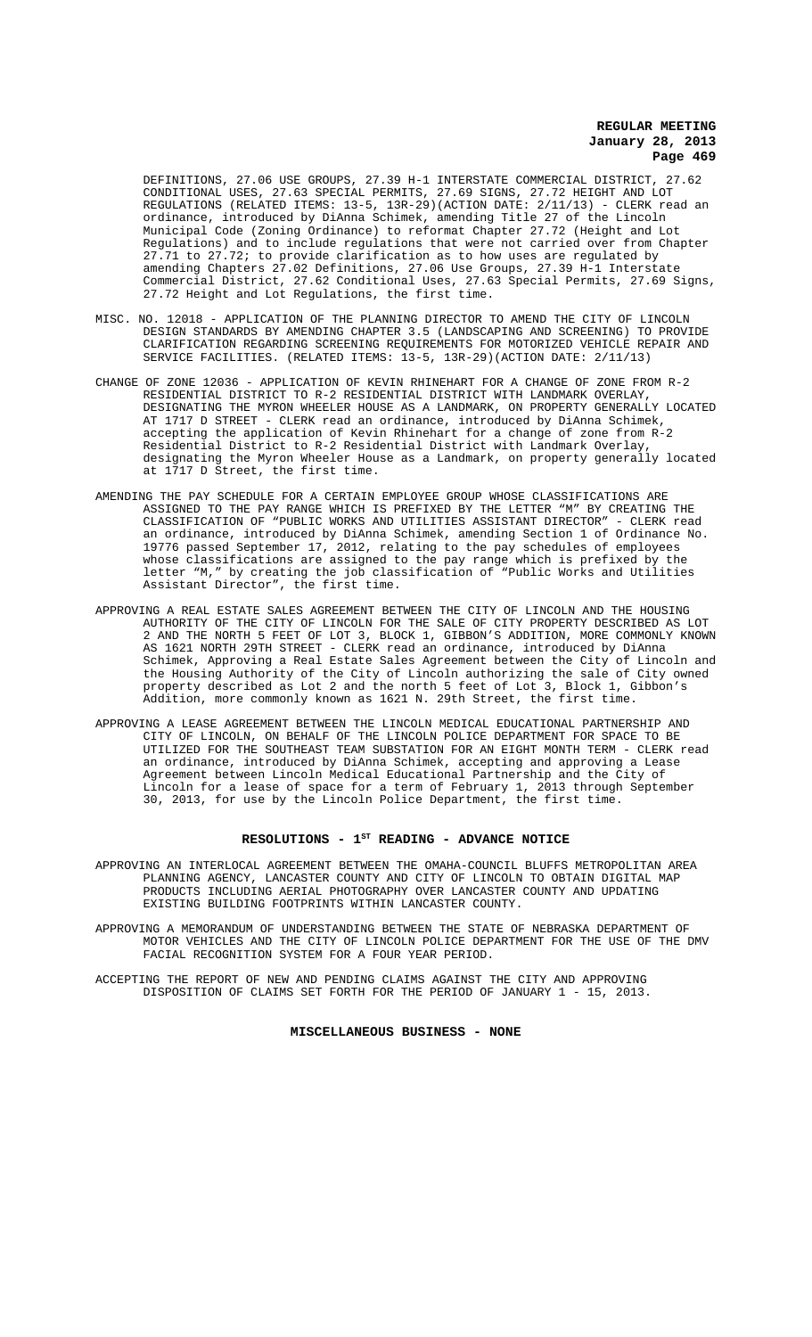DEFINITIONS, 27.06 USE GROUPS, 27.39 H-1 INTERSTATE COMMERCIAL DISTRICT, 27.62 CONDITIONAL USES, 27.63 SPECIAL PERMITS, 27.69 SIGNS, 27.72 HEIGHT AND LOT REGULATIONS (RELATED ITEMS: 13-5, 13R-29)(ACTION DATE: 2/11/13) - CLERK read an ordinance, introduced by DiAnna Schimek, amending Title 27 of the Lincoln Municipal Code (Zoning Ordinance) to reformat Chapter 27.72 (Height and Lot Regulations) and to include regulations that were not carried over from Chapter 27.71 to 27.72; to provide clarification as to how uses are regulated by amending Chapters 27.02 Definitions, 27.06 Use Groups, 27.39 H-1 Interstate Commercial District, 27.62 Conditional Uses, 27.63 Special Permits, 27.69 Signs, 27.72 Height and Lot Regulations, the first time.

MISC. NO. 12018 - APPLICATION OF THE PLANNING DIRECTOR TO AMEND THE CITY OF LINCOLN DESIGN STANDARDS BY AMENDING CHAPTER 3.5 (LANDSCAPING AND SCREENING) TO PROVIDE CLARIFICATION REGARDING SCREENING REQUIREMENTS FOR MOTORIZED VEHICLE REPAIR AND SERVICE FACILITIES. (RELATED ITEMS: 13-5, 13R-29)(ACTION DATE: 2/11/13)

CHANGE OF ZONE 12036 - APPLICATION OF KEVIN RHINEHART FOR A CHANGE OF ZONE FROM R-2 RESIDENTIAL DISTRICT TO R-2 RESIDENTIAL DISTRICT WITH LANDMARK OVERLAY, DESIGNATING THE MYRON WHEELER HOUSE AS A LANDMARK, ON PROPERTY GENERALLY LOCATED AT 1717 D STREET - CLERK read an ordinance, introduced by DiAnna Schimek, accepting the application of Kevin Rhinehart for a change of zone from R-2 Residential District to R-2 Residential District with Landmark Overlay, designating the Myron Wheeler House as a Landmark, on property generally located at 1717 D Street, the first time.

AMENDING THE PAY SCHEDULE FOR A CERTAIN EMPLOYEE GROUP WHOSE CLASSIFICATIONS ARE ASSIGNED TO THE PAY RANGE WHICH IS PREFIXED BY THE LETTER "M" BY CREATING THE CLASSIFICATION OF "PUBLIC WORKS AND UTILITIES ASSISTANT DIRECTOR" - CLERK read an ordinance, introduced by DiAnna Schimek, amending Section 1 of Ordinance No. 19776 passed September 17, 2012, relating to the pay schedules of employees whose classifications are assigned to the pay range which is prefixed by the letter "M," by creating the job classification of "Public Works and Utilities Assistant Director", the first time.

APPROVING A REAL ESTATE SALES AGREEMENT BETWEEN THE CITY OF LINCOLN AND THE HOUSING AUTHORITY OF THE CITY OF LINCOLN FOR THE SALE OF CITY PROPERTY DESCRIBED AS LOT 2 AND THE NORTH 5 FEET OF LOT 3, BLOCK 1, GIBBON'S ADDITION, MORE COMMONLY KNOWN AS 1621 NORTH 29TH STREET - CLERK read an ordinance, introduced by DiAnna Schimek, Approving a Real Estate Sales Agreement between the City of Lincoln and the Housing Authority of the City of Lincoln authorizing the sale of City owned property described as Lot 2 and the north 5 feet of Lot 3, Block 1, Gibbon's Addition, more commonly known as 1621 N. 29th Street, the first time.

APPROVING A LEASE AGREEMENT BETWEEN THE LINCOLN MEDICAL EDUCATIONAL PARTNERSHIP AND CITY OF LINCOLN, ON BEHALF OF THE LINCOLN POLICE DEPARTMENT FOR SPACE TO BE UTILIZED FOR THE SOUTHEAST TEAM SUBSTATION FOR AN EIGHT MONTH TERM - CLERK read an ordinance, introduced by DiAnna Schimek, accepting and approving a Lease Agreement between Lincoln Medical Educational Partnership and the City of Lincoln for a lease of space for a term of February 1, 2013 through September 30, 2013, for use by the Lincoln Police Department, the first time.

## RESOLUTIONS - 1ST READING - ADVANCE NOTICE

APPROVING AN INTERLOCAL AGREEMENT BETWEEN THE OMAHA-COUNCIL BLUFFS METROPOLITAN AREA PLANNING AGENCY, LANCASTER COUNTY AND CITY OF LINCOLN TO OBTAIN DIGITAL MAP PRODUCTS INCLUDING AERIAL PHOTOGRAPHY OVER LANCASTER COUNTY AND UPDATING EXISTING BUILDING FOOTPRINTS WITHIN LANCASTER COUNTY.

APPROVING A MEMORANDUM OF UNDERSTANDING BETWEEN THE STATE OF NEBRASKA DEPARTMENT OF MOTOR VEHICLES AND THE CITY OF LINCOLN POLICE DEPARTMENT FOR THE USE OF THE DMV FACIAL RECOGNITION SYSTEM FOR A FOUR YEAR PERIOD.

ACCEPTING THE REPORT OF NEW AND PENDING CLAIMS AGAINST THE CITY AND APPROVING DISPOSITION OF CLAIMS SET FORTH FOR THE PERIOD OF JANUARY 1 - 15, 2013.

## MISCELLANEOUS BUSINESS - NONE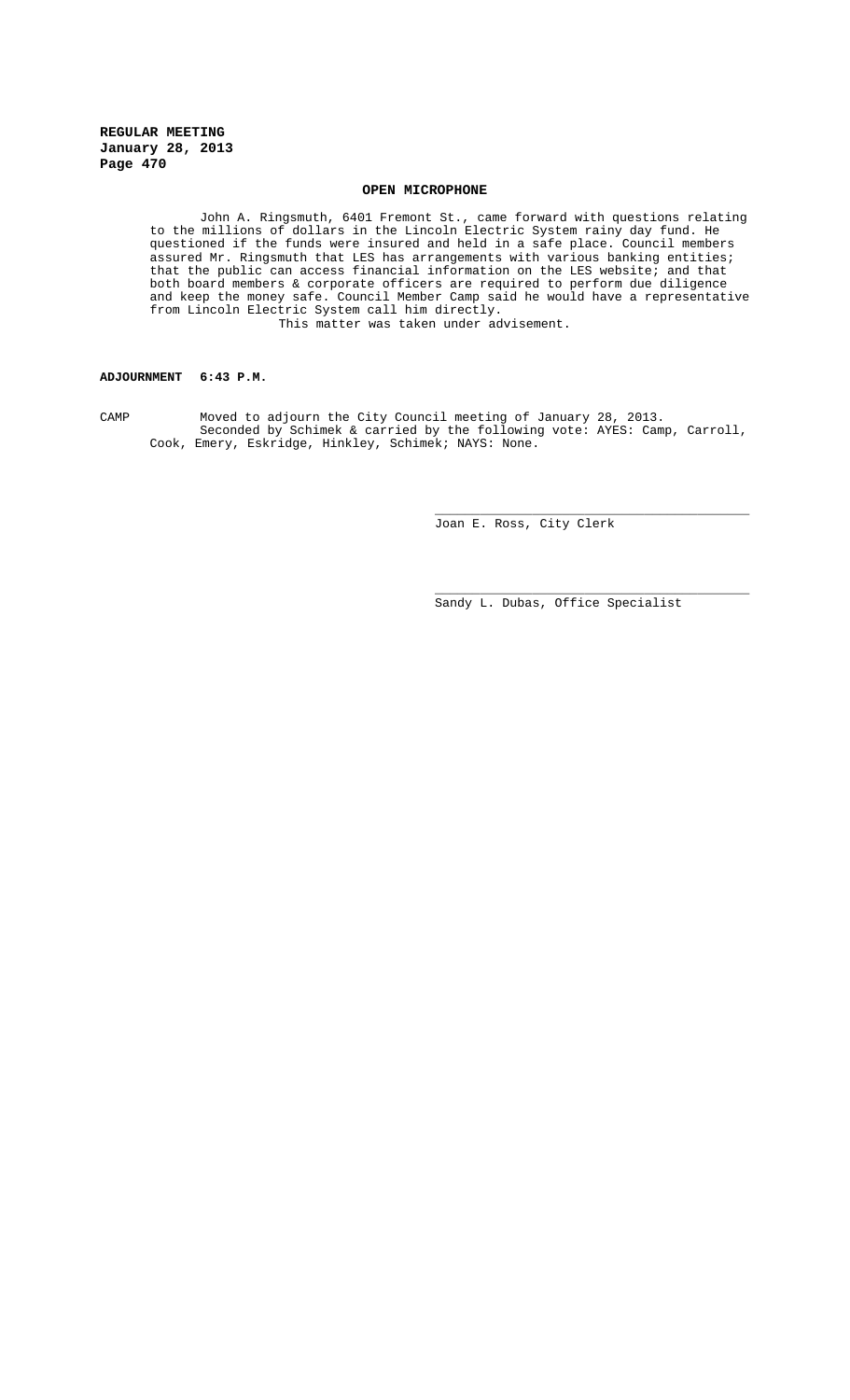## OPEN MICROPHONE

John A. Ringsmuth, 6401 Fremont St., came forward with questions relating to the millions of dollars in the Lincoln Electric System rainy day fund. He questioned if the funds were insured and held in a safe place. Council members assured Mr. Ringsmuth that LES has arrangements with various banking entities; that the public can access financial information on the LES website; and that both board members & corporate officers are required to perform due diligence and keep the money safe. Council Member Camp said he would have a representative from Lincoln Electric System call him directly.

This matter was taken under advisement.

**ADJOURNMENT 6:43 P.M.**

CAMP Moved to adjourn the City Council meeting of January 28, 2013.
Seconded by Schimek & carried by the following vote: AYES: Camp, Carroll, Cook, Emery, Eskridge, Hinkley, Schimek; NAYS: None.

\_\_\_\_\_\_\_\_\_\_\_\_\_\_\_\_\_\_\_\_\_\_\_\_\_\_\_\_\_\_\_\_\_\_\_\_\_\_\_\_\_\_

Joan E. Ross, City Clerk

\_\_\_\_\_\_\_\_\_\_\_\_\_\_\_\_\_\_\_\_\_\_\_\_\_\_\_\_\_\_\_\_\_\_\_\_\_\_\_\_\_\_

Sandy L. Dubas, Office Specialist